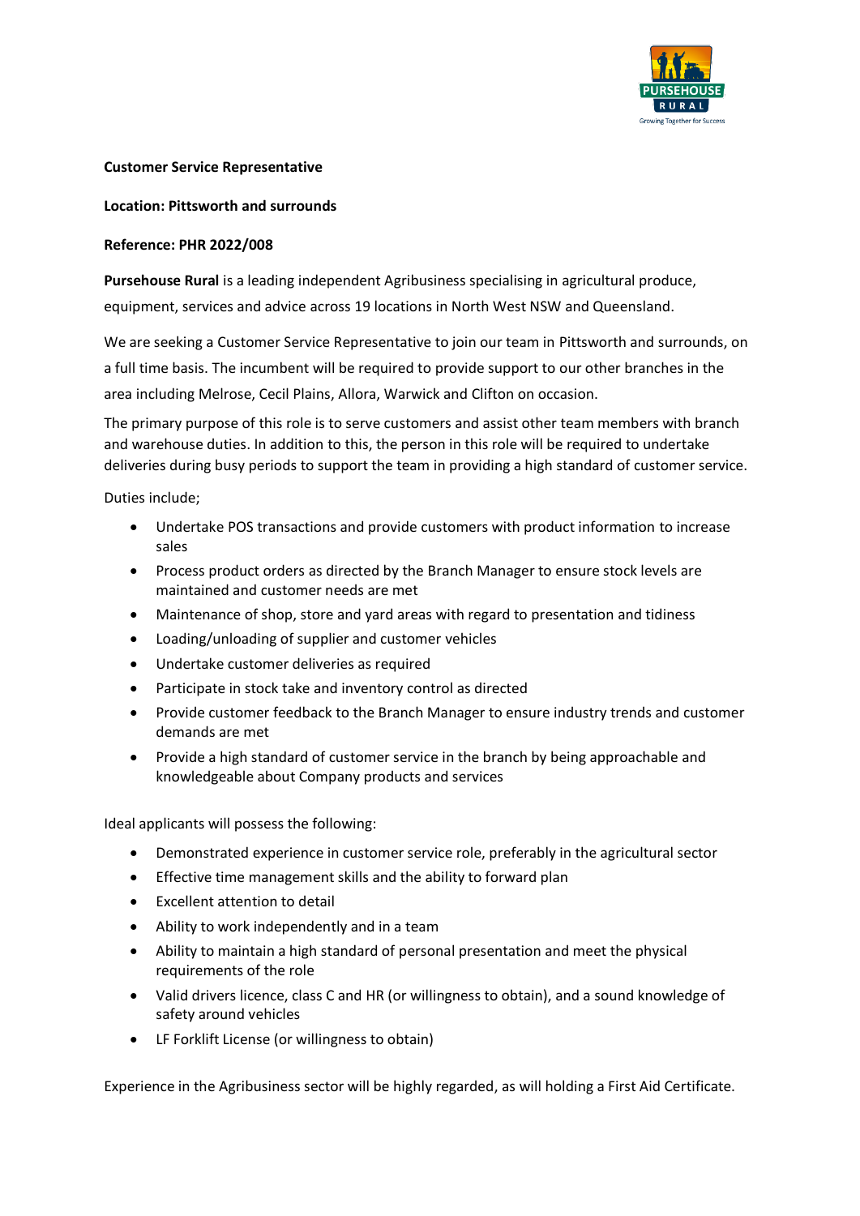**Customer Service Representative**

**Location: Pittsworth and surrounds**

**Reference: PHR 2022/008**

**Pursehouse Rural** is a leading independent Agribusiness specialising in agricultural produce, equipment, services and advice across 19 locations in North West NSW and Queensland.

We are seeking a Customer Service Representative to join our team in Pittsworth and surrounds, on a full time basis. The incumbent will be required to provide support to our other branches in the area including Melrose, Cecil Plains, Allora, Warwick and Clifton on occasion.

The primary purpose of this role is to serve customers and assist other team members with branch and warehouse duties. In addition to this, the person in this role will be required to undertake deliveries during busy periods to support the team in providing a high standard of customer service.

Duties include;

- Undertake POS transactions and provide customers with product information to increase sales
- Process product orders as directed by the Branch Manager to ensure stock levels are maintained and customer needs are met
- Maintenance of shop, store and yard areas with regard to presentation and tidiness
- Loading/unloading of supplier and customer vehicles
- Undertake customer deliveries as required
- Participate in stock take and inventory control as directed
- Provide customer feedback to the Branch Manager to ensure industry trends and customer demands are met
- Provide a high standard of customer service in the branch by being approachable and knowledgeable about Company products and services

Ideal applicants will possess the following:

- Demonstrated experience in customer service role, preferably in the agricultural sector
- Effective time management skills and the ability to forward plan
- Excellent attention to detail
- Ability to work independently and in a team
- Ability to maintain a high standard of personal presentation and meet the physical requirements of the role
- Valid drivers licence, class C and HR (or willingness to obtain), and a sound knowledge of safety around vehicles
- LF Forklift License (or willingness to obtain)

Experience in the Agribusiness sector will be highly regarded, as will holding a First Aid Certificate.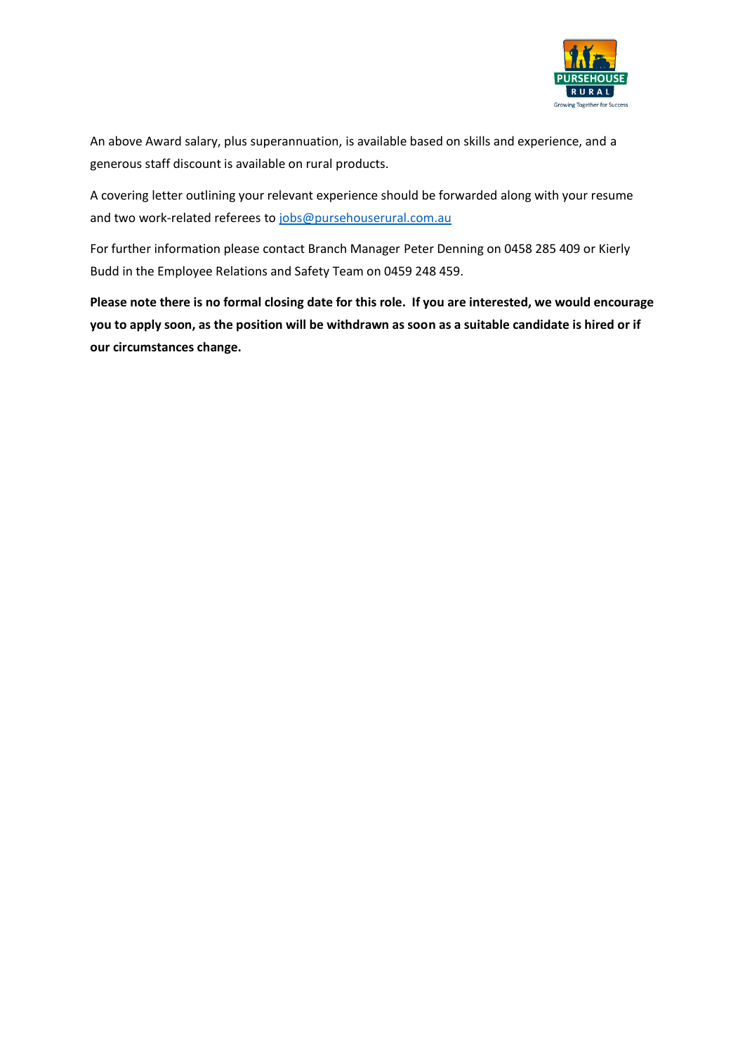An above Award salary, plus superannuation, is available based on skills and experience, and a generous staff discount is available on rural products.

A covering letter outlining your relevant experience should be forwarded along with your resume and two work-related referees to jobs@pursehouserural.com.au

For further information please contact Branch Manager Peter Denning on 0458 285 409 or Kierly Budd in the Employee Relations and Safety Team on 0459 248 459.

**Please note there is no formal closing date for this role. If you are interested, we would encourage you to apply soon, as the position will be withdrawn as soon as a suitable candidate is hired or if our circumstances change.**